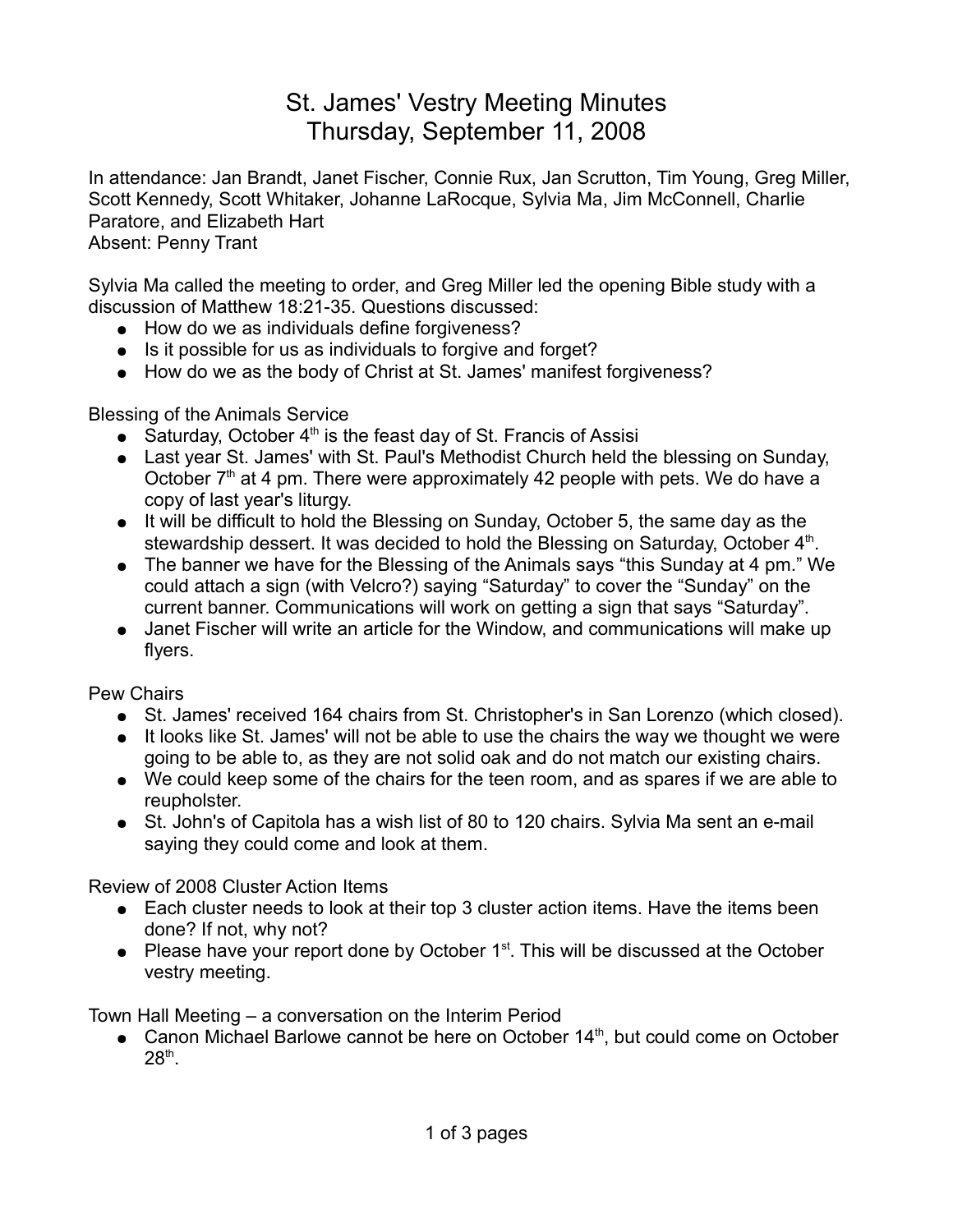# St. James' Vestry Meeting Minutes
## Thursday, September 11, 2008

In attendance: Jan Brandt, Janet Fischer, Connie Rux, Jan Scrutton, Tim Young, Greg Miller, Scott Kennedy, Scott Whitaker, Johanne LaRocque, Sylvia Ma, Jim McConnell, Charlie Paratore, and Elizabeth Hart
Absent: Penny Trant

Sylvia Ma called the meeting to order, and Greg Miller led the opening Bible study with a discussion of Matthew 18:21-35. Questions discussed:

- How do we as individuals define forgiveness?
- Is it possible for us as individuals to forgive and forget?
- How do we as the body of Christ at St. James' manifest forgiveness?

Blessing of the Animals Service

- Saturday, October 4th is the feast day of St. Francis of Assisi
- Last year St. James' with St. Paul's Methodist Church held the blessing on Sunday, October 7th at 4 pm. There were approximately 42 people with pets. We do have a copy of last year's liturgy.
- It will be difficult to hold the Blessing on Sunday, October 5, the same day as the stewardship dessert. It was decided to hold the Blessing on Saturday, October 4th.
- The banner we have for the Blessing of the Animals says "this Sunday at 4 pm." We could attach a sign (with Velcro?) saying "Saturday" to cover the "Sunday" on the current banner. Communications will work on getting a sign that says "Saturday".
- Janet Fischer will write an article for the Window, and communications will make up flyers.

Pew Chairs

- St. James' received 164 chairs from St. Christopher's in San Lorenzo (which closed).
- It looks like St. James' will not be able to use the chairs the way we thought we were going to be able to, as they are not solid oak and do not match our existing chairs.
- We could keep some of the chairs for the teen room, and as spares if we are able to reupholster.
- St. John's of Capitola has a wish list of 80 to 120 chairs. Sylvia Ma sent an e-mail saying they could come and look at them.

Review of 2008 Cluster Action Items

- Each cluster needs to look at their top 3 cluster action items. Have the items been done? If not, why not?
- Please have your report done by October 1st. This will be discussed at the October vestry meeting.

Town Hall Meeting – a conversation on the Interim Period

- Canon Michael Barlowe cannot be here on October 14th, but could come on October 28th.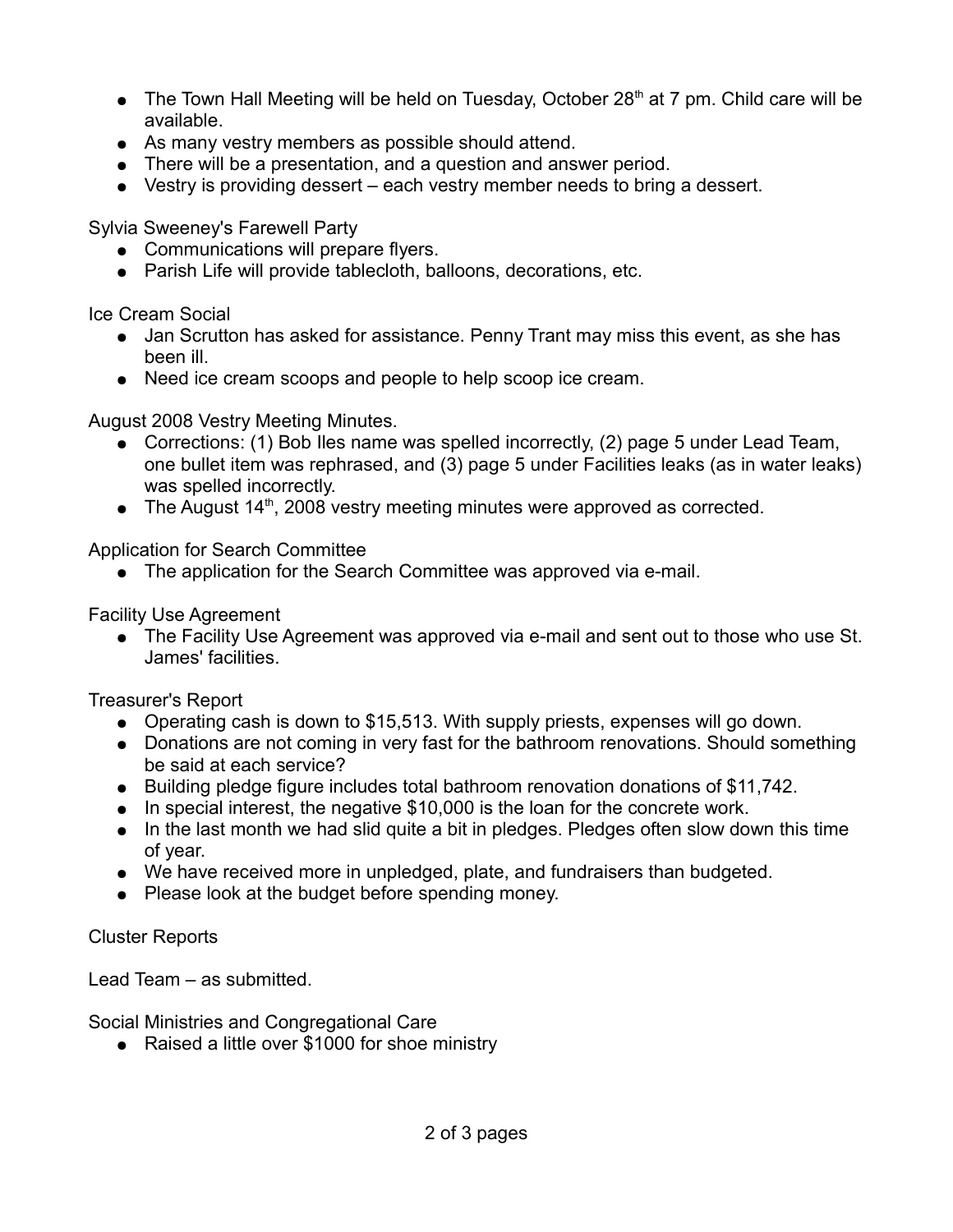- The Town Hall Meeting will be held on Tuesday, October 28th at 7 pm. Child care will be available.
- As many vestry members as possible should attend.
- There will be a presentation, and a question and answer period.
- Vestry is providing dessert – each vestry member needs to bring a dessert.

Sylvia Sweeney's Farewell Party

- Communications will prepare flyers.
- Parish Life will provide tablecloth, balloons, decorations, etc.

Ice Cream Social

- Jan Scrutton has asked for assistance. Penny Trant may miss this event, as she has been ill.
- Need ice cream scoops and people to help scoop ice cream.

August 2008 Vestry Meeting Minutes.

- Corrections: (1) Bob Iles name was spelled incorrectly, (2) page 5 under Lead Team, one bullet item was rephrased, and (3) page 5 under Facilities leaks (as in water leaks) was spelled incorrectly.
- The August 14th, 2008 vestry meeting minutes were approved as corrected.

Application for Search Committee

- The application for the Search Committee was approved via e-mail.

Facility Use Agreement

- The Facility Use Agreement was approved via e-mail and sent out to those who use St. James' facilities.

Treasurer's Report

- Operating cash is down to $15,513. With supply priests, expenses will go down.
- Donations are not coming in very fast for the bathroom renovations. Should something be said at each service?
- Building pledge figure includes total bathroom renovation donations of $11,742.
- In special interest, the negative $10,000 is the loan for the concrete work.
- In the last month we had slid quite a bit in pledges. Pledges often slow down this time of year.
- We have received more in unpledged, plate, and fundraisers than budgeted.
- Please look at the budget before spending money.

Cluster Reports

Lead Team – as submitted.

Social Ministries and Congregational Care

- Raised a little over $1000 for shoe ministry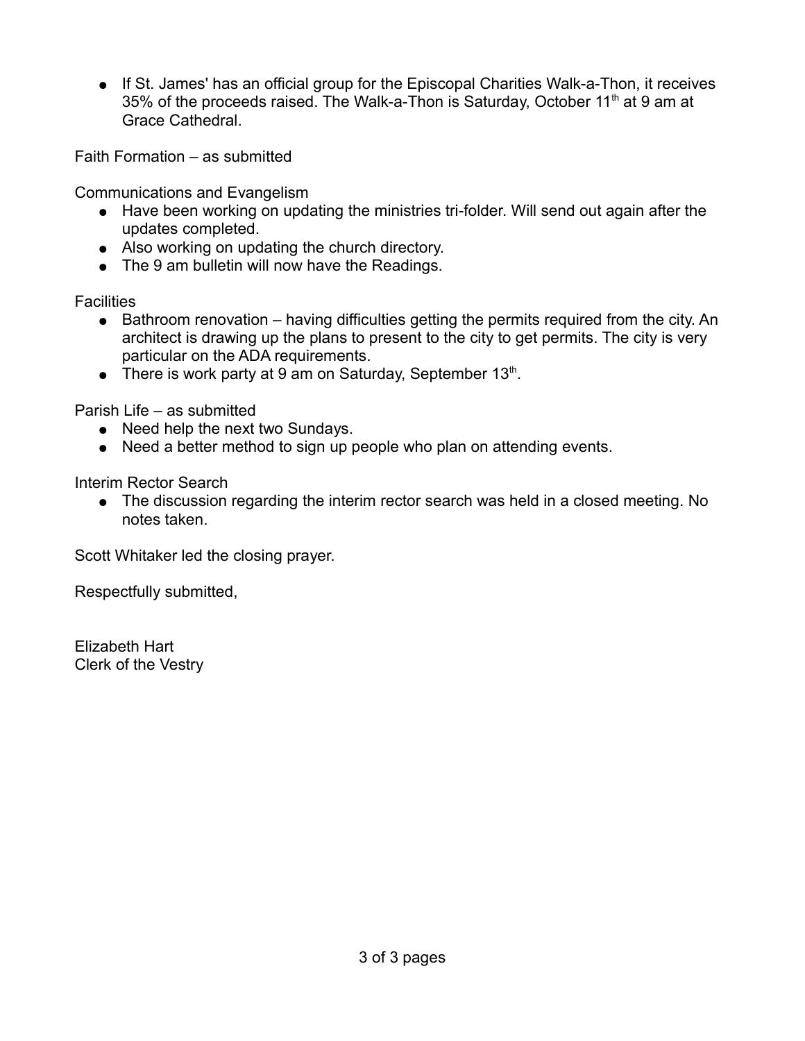- If St. James' has an official group for the Episcopal Charities Walk-a-Thon, it receives 35% of the proceeds raised. The Walk-a-Thon is Saturday, October 11th at 9 am at Grace Cathedral.

Faith Formation – as submitted

Communications and Evangelism

- Have been working on updating the ministries tri-folder. Will send out again after the updates completed.
- Also working on updating the church directory.
- The 9 am bulletin will now have the Readings.

Facilities

- Bathroom renovation – having difficulties getting the permits required from the city. An architect is drawing up the plans to present to the city to get permits. The city is very particular on the ADA requirements.
- There is work party at 9 am on Saturday, September 13th.

Parish Life – as submitted

- Need help the next two Sundays.
- Need a better method to sign up people who plan on attending events.

Interim Rector Search

- The discussion regarding the interim rector search was held in a closed meeting. No notes taken.

Scott Whitaker led the closing prayer.

Respectfully submitted,

Elizabeth Hart
Clerk of the Vestry